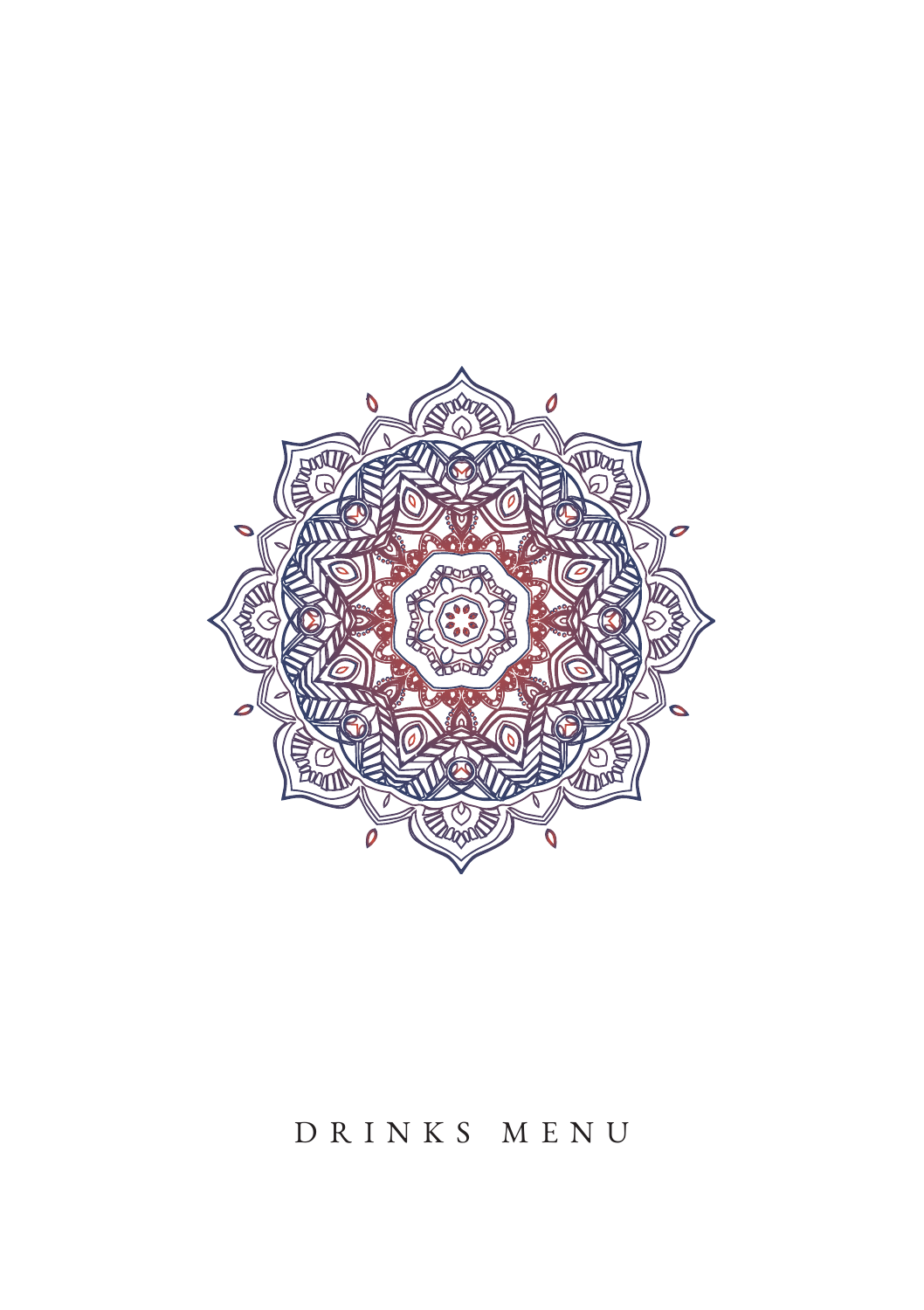# DRINKS MENU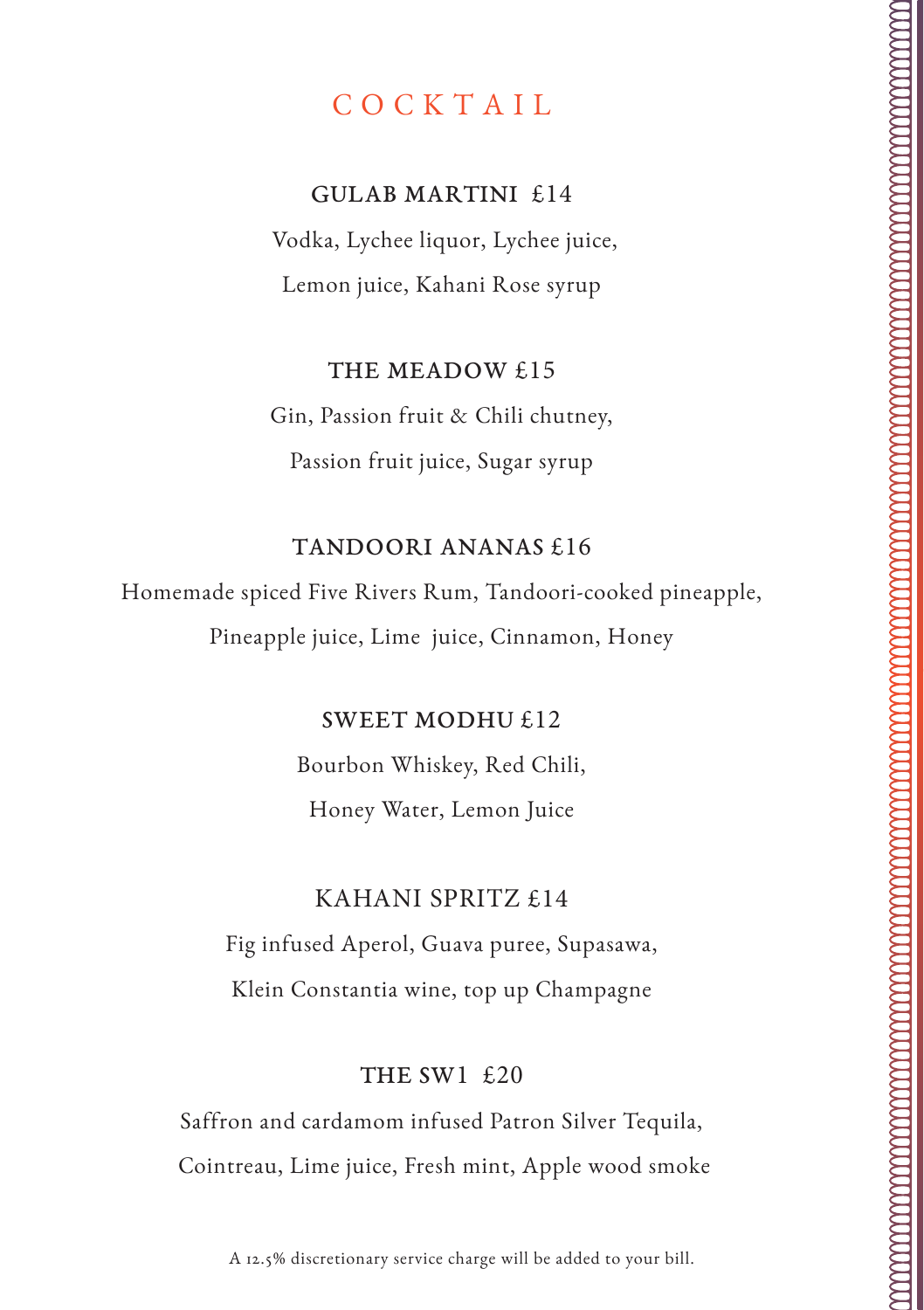# COCKTAIL

## GULAB MARTINI £14

Vodka, Lychee liquor, Lychee juice,
Lemon juice, Kahani Rose syrup

## THE MEADOW £15

Gin, Passion fruit & Chili chutney,
Passion fruit juice, Sugar syrup

## TANDOORI ANANAS £16

Homemade spiced Five Rivers Rum, Tandoori-cooked pineapple,
Pineapple juice, Lime juice, Cinnamon, Honey

## SWEET MODHU £12

Bourbon Whiskey, Red Chili,
Honey Water, Lemon Juice

## KAHANI SPRITZ £14

Fig infused Aperol, Guava puree, Supasawa,
Klein Constantia wine, top up Champagne

## THE SW1 £20

Saffron and cardamom infused Patron Silver Tequila,
Cointreau, Lime juice, Fresh mint, Apple wood smoke

A 12.5% discretionary service charge will be added to your bill.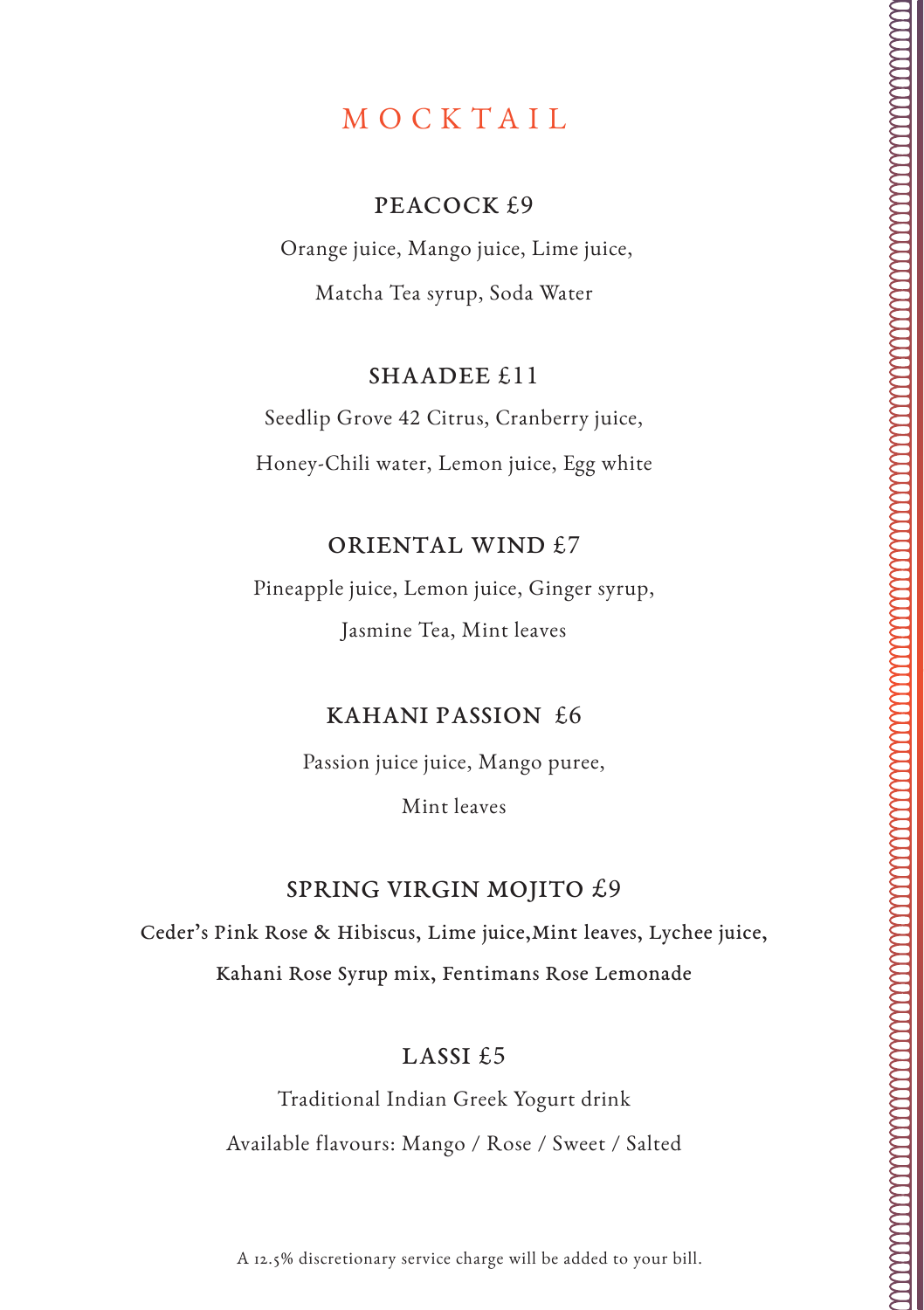# MOCKTAIL

## PEACOCK £9

Orange juice, Mango juice, Lime juice,

Matcha Tea syrup, Soda Water

## SHAADEE £11

Seedlip Grove 42 Citrus, Cranberry juice,

Honey-Chili water, Lemon juice, Egg white

## ORIENTAL WIND £7

Pineapple juice, Lemon juice, Ginger syrup,

Jasmine Tea, Mint leaves

## KAHANI PASSION £6

Passion juice juice, Mango puree,

Mint leaves

## SPRING VIRGIN MOJITO £9

**Ceder's Pink Rose & Hibiscus, Lime juice,Mint leaves, Lychee juice,**

**Kahani Rose Syrup mix, Fentimans Rose Lemonade**

## LASSI £5

Traditional Indian Greek Yogurt drink

Available flavours: Mango / Rose / Sweet / Salted

A 12.5% discretionary service charge will be added to your bill.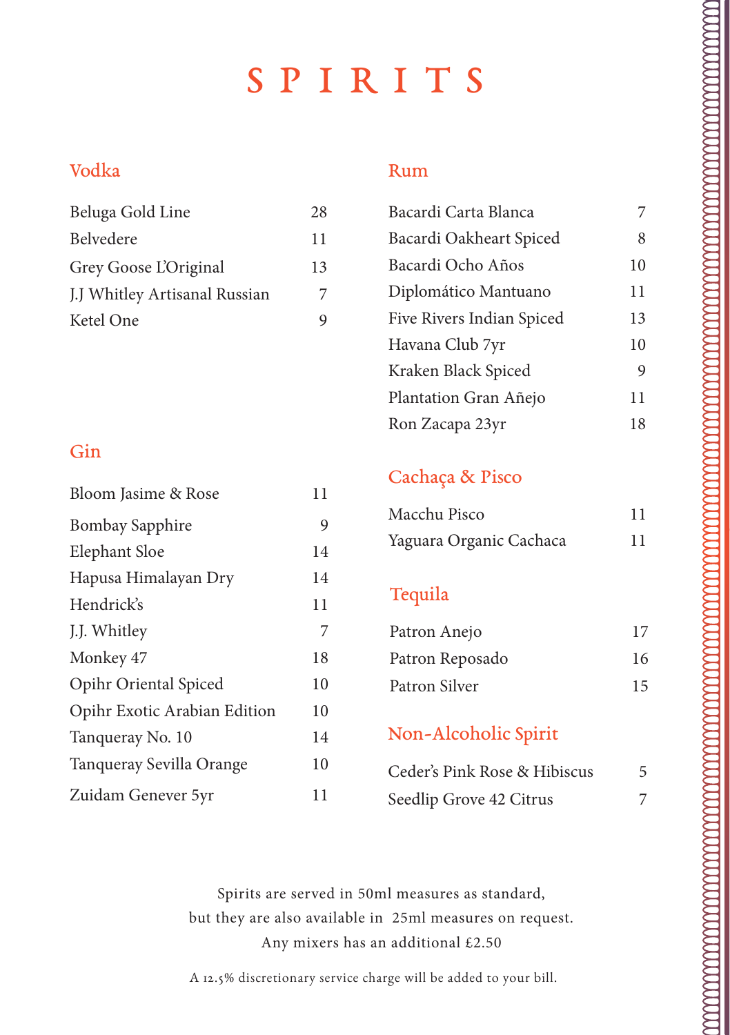# SPIRITS

## Vodka

| Item | Price |
|---|---|
| Beluga Gold Line | 28 |
| Belvedere | 11 |
| Grey Goose L'Original | 13 |
| J.J Whitley Artisanal Russian | 7 |
| Ketel One | 9 |

## Gin

| Item | Price |
|---|---|
| Bloom Jasime & Rose | 11 |
| Bombay Sapphire | 9 |
| Elephant Sloe | 14 |
| Hapusa Himalayan Dry | 14 |
| Hendrick's | 11 |
| J.J. Whitley | 7 |
| Monkey 47 | 18 |
| Opihr Oriental Spiced | 10 |
| Opihr Exotic Arabian Edition | 10 |
| Tanqueray No. 10 | 14 |
| Tanqueray Sevilla Orange | 10 |
| Zuidam Genever 5yr | 11 |

## Rum

| Item | Price |
|---|---|
| Bacardi Carta Blanca | 7 |
| Bacardi Oakheart Spiced | 8 |
| Bacardi Ocho Años | 10 |
| Diplomático Mantuano | 11 |
| Five Rivers Indian Spiced | 13 |
| Havana Club 7yr | 10 |
| Kraken Black Spiced | 9 |
| Plantation Gran Añejo | 11 |
| Ron Zacapa 23yr | 18 |

## Cachaça & Pisco

| Item | Price |
|---|---|
| Macchu Pisco | 11 |
| Yaguara Organic Cachaca | 11 |

## Tequila

| Item | Price |
|---|---|
| Patron Anejo | 17 |
| Patron Reposado | 16 |
| Patron Silver | 15 |

## Non-Alcoholic Spirit

| Item | Price |
|---|---|
| Ceder's Pink Rose & Hibiscus | 5 |
| Seedlip Grove 42 Citrus | 7 |

Spirits are served in 50ml measures as standard,
but they are also available in 25ml measures on request.
Any mixers has an additional £2.50

A 12.5% discretionary service charge will be added to your bill.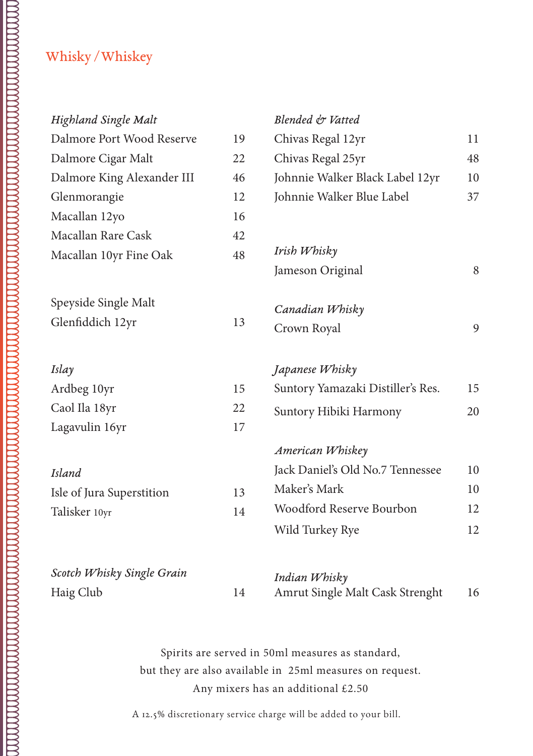# Whisky / Whiskey

*Highland Single Malt*

| | |
|---|---|
| Dalmore Port Wood Reserve | 19 |
| Dalmore Cigar Malt | 22 |
| Dalmore King Alexander III | 46 |
| Glenmorangie | 12 |
| Macallan 12yo | 16 |
| Macallan Rare Cask | 42 |
| Macallan 10yr Fine Oak | 48 |

Speyside Single Malt

| | |
|---|---|
| Glenfiddich 12yr | 13 |

*Islay*

| | |
|---|---|
| Ardbeg 10yr | 15 |
| Caol Ila 18yr | 22 |
| Lagavulin 16yr | 17 |

*Island*

| | |
|---|---|
| Isle of Jura Superstition | 13 |
| Talisker 10yr | 14 |

*Scotch Whisky Single Grain*

| | |
|---|---|
| Haig Club | 14 |

*Blended & Vatted*

| | |
|---|---|
| Chivas Regal 12yr | 11 |
| Chivas Regal 25yr | 48 |
| Johnnie Walker Black Label 12yr | 10 |
| Johnnie Walker Blue Label | 37 |

*Irish Whisky*

| | |
|---|---|
| Jameson Original | 8 |

*Canadian Whisky*

| | |
|---|---|
| Crown Royal | 9 |

*Japanese Whisky*

| | |
|---|---|
| Suntory Yamazaki Distiller's Res. | 15 |
| Suntory Hibiki Harmony | 20 |

*American Whiskey*

| | |
|---|---|
| Jack Daniel's Old No.7 Tennessee | 10 |
| Maker's Mark | 10 |
| Woodford Reserve Bourbon | 12 |
| Wild Turkey Rye | 12 |

*Indian Whisky*

| | |
|---|---|
| Amrut Single Malt Cask Strenght | 16 |

Spirits are served in 50ml measures as standard,
but they are also available in 25ml measures on request.
Any mixers has an additional £2.50

A 12.5% discretionary service charge will be added to your bill.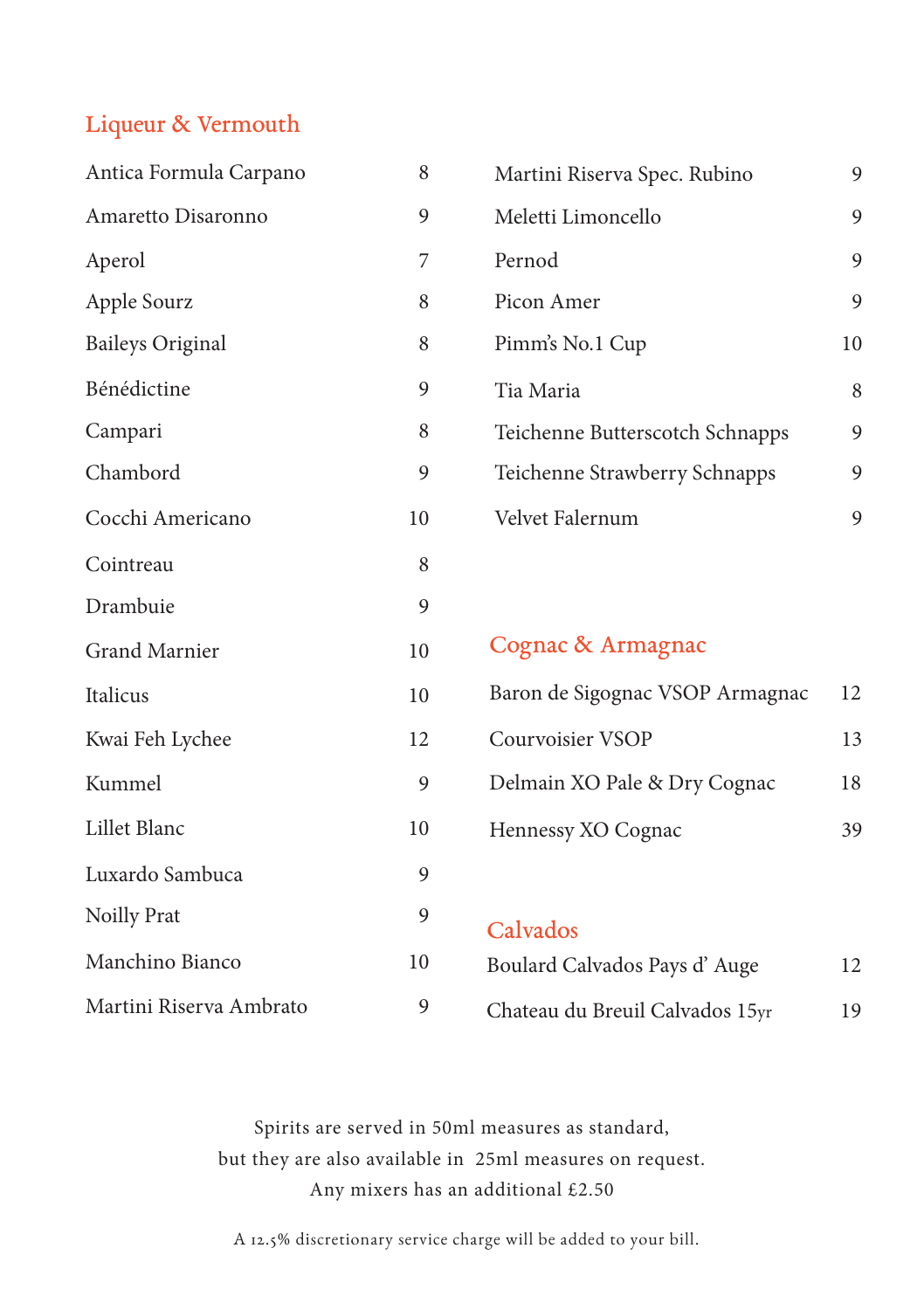## Liqueur & Vermouth

| Item | Price |
|---|---|
| Antica Formula Carpano | 8 |
| Amaretto Disaronno | 9 |
| Aperol | 7 |
| Apple Sourz | 8 |
| Baileys Original | 8 |
| Bénédictine | 9 |
| Campari | 8 |
| Chambord | 9 |
| Cocchi Americano | 10 |
| Cointreau | 8 |
| Drambuie | 9 |
| Grand Marnier | 10 |
| Italicus | 10 |
| Kwai Feh Lychee | 12 |
| Kummel | 9 |
| Lillet Blanc | 10 |
| Luxardo Sambuca | 9 |
| Noilly Prat | 9 |
| Manchino Bianco | 10 |
| Martini Riserva Ambrato | 9 |
| Martini Riserva Spec. Rubino | 9 |
| Meletti Limoncello | 9 |
| Pernod | 9 |
| Picon Amer | 9 |
| Pimm's No.1 Cup | 10 |
| Tia Maria | 8 |
| Teichenne Butterscotch Schnapps | 9 |
| Teichenne Strawberry Schnapps | 9 |
| Velvet Falernum | 9 |

## Cognac & Armagnac

| Item | Price |
|---|---|
| Baron de Sigognac VSOP Armagnac | 12 |
| Courvoisier VSOP | 13 |
| Delmain XO Pale & Dry Cognac | 18 |
| Hennessy XO Cognac | 39 |

## Calvados

| Item | Price |
|---|---|
| Boulard Calvados Pays d' Auge | 12 |
| Chateau du Breuil Calvados 15yr | 19 |

Spirits are served in 50ml measures as standard,
but they are also available in 25ml measures on request.
Any mixers has an additional £2.50

A 12.5% discretionary service charge will be added to your bill.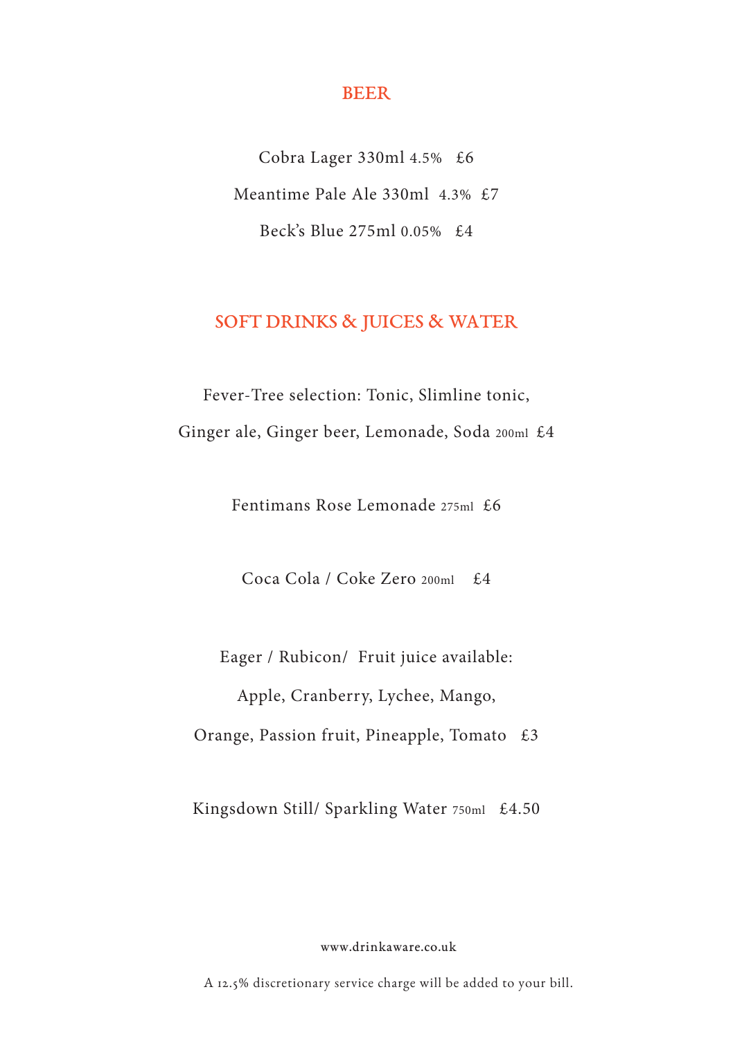## BEER

Cobra Lager 330ml 4.5% £6

Meantime Pale Ale 330ml 4.3% £7

Beck's Blue 275ml 0.05% £4

## SOFT DRINKS & JUICES & WATER

Fever-Tree selection: Tonic, Slimline tonic,
Ginger ale, Ginger beer, Lemonade, Soda 200ml £4

Fentimans Rose Lemonade 275ml £6

Coca Cola / Coke Zero 200ml £4

Eager / Rubicon/ Fruit juice available:
Apple, Cranberry, Lychee, Mango,
Orange, Passion fruit, Pineapple, Tomato £3

Kingsdown Still/ Sparkling Water 750ml £4.50

www.drinkaware.co.uk

A 12.5% discretionary service charge will be added to your bill.